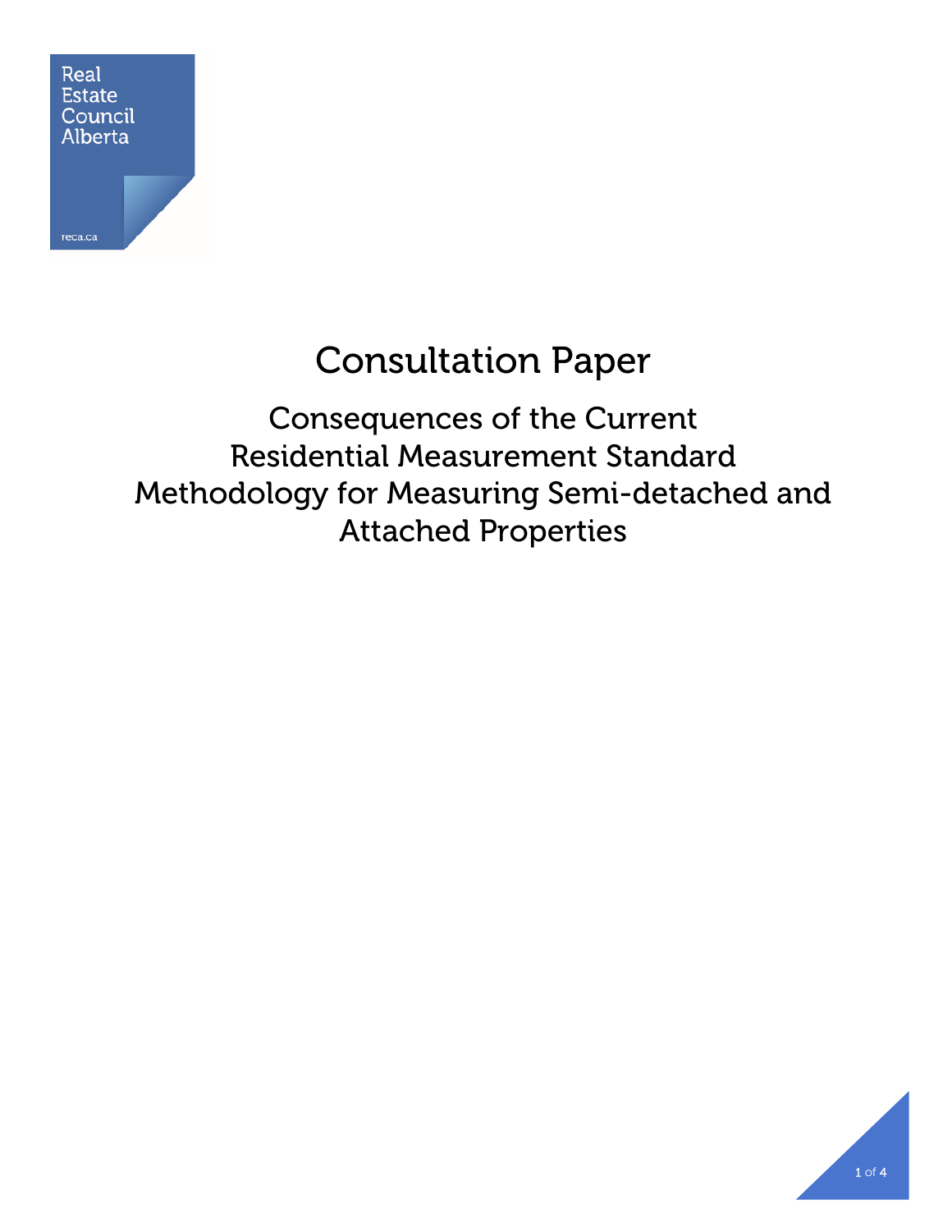Real Estate Council Alberta

reca.ca

# Consultation Paper

## Consequences of the Current Residential Measurement Standard Methodology for Measuring Semi-detached and Attached Properties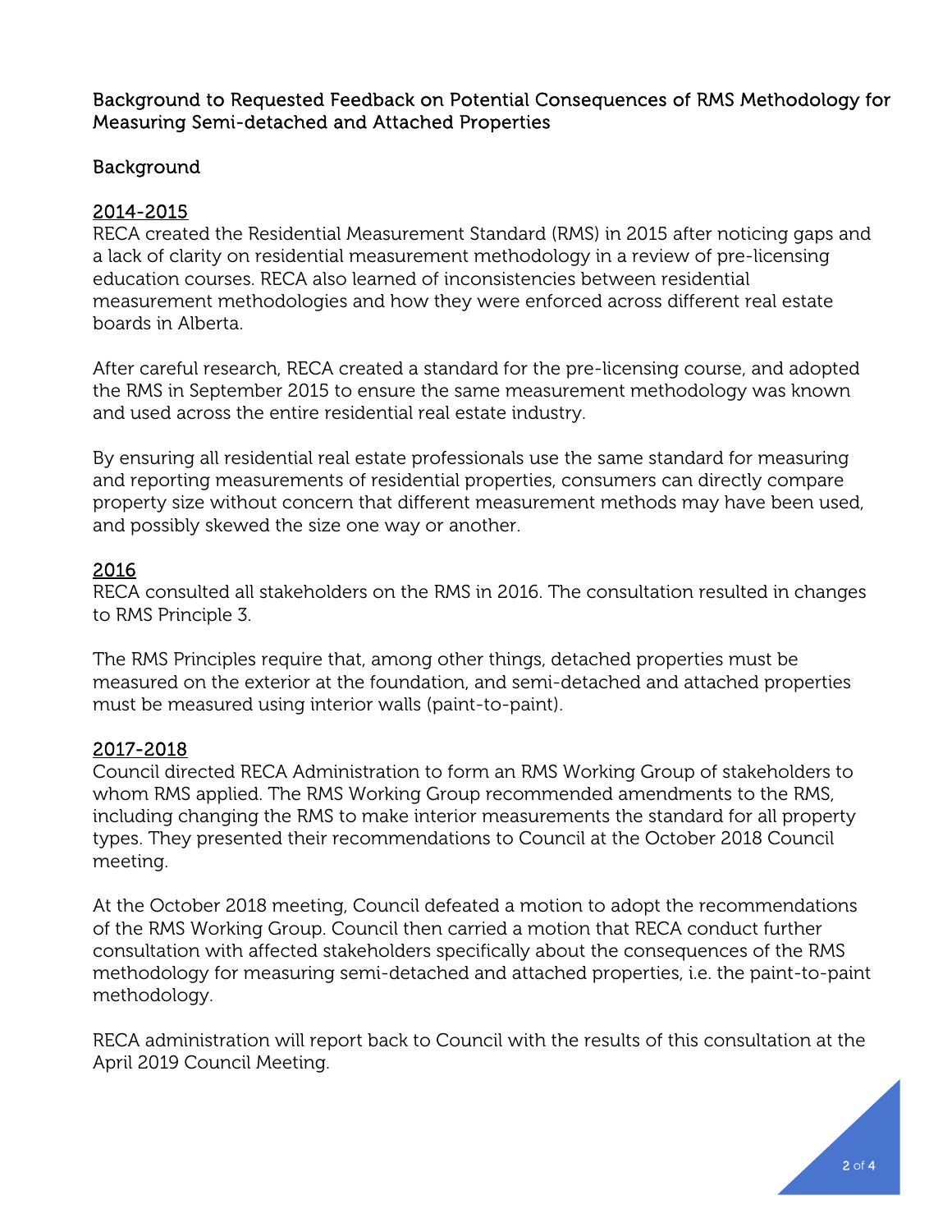## Background to Requested Feedback on Potential Consequences of RMS Methodology for Measuring Semi-detached and Attached Properties

### Background

#### 2014-2015

RECA created the Residential Measurement Standard (RMS) in 2015 after noticing gaps and a lack of clarity on residential measurement methodology in a review of pre-licensing education courses. RECA also learned of inconsistencies between residential measurement methodologies and how they were enforced across different real estate boards in Alberta.

After careful research, RECA created a standard for the pre-licensing course, and adopted the RMS in September 2015 to ensure the same measurement methodology was known and used across the entire residential real estate industry.

By ensuring all residential real estate professionals use the same standard for measuring and reporting measurements of residential properties, consumers can directly compare property size without concern that different measurement methods may have been used, and possibly skewed the size one way or another.

#### 2016

RECA consulted all stakeholders on the RMS in 2016. The consultation resulted in changes to RMS Principle 3.

The RMS Principles require that, among other things, detached properties must be measured on the exterior at the foundation, and semi-detached and attached properties must be measured using interior walls (paint-to-paint).

#### 2017-2018

Council directed RECA Administration to form an RMS Working Group of stakeholders to whom RMS applied. The RMS Working Group recommended amendments to the RMS, including changing the RMS to make interior measurements the standard for all property types. They presented their recommendations to Council at the October 2018 Council meeting.

At the October 2018 meeting, Council defeated a motion to adopt the recommendations of the RMS Working Group. Council then carried a motion that RECA conduct further consultation with affected stakeholders specifically about the consequences of the RMS methodology for measuring semi-detached and attached properties, i.e. the paint-to-paint methodology.

RECA administration will report back to Council with the results of this consultation at the April 2019 Council Meeting.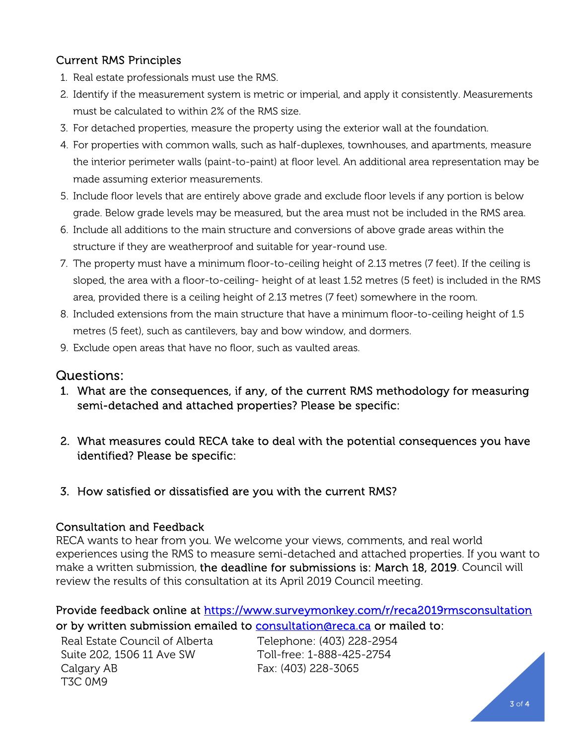### Current RMS Principles

1. Real estate professionals must use the RMS.
2. Identify if the measurement system is metric or imperial, and apply it consistently. Measurements must be calculated to within 2% of the RMS size.
3. For detached properties, measure the property using the exterior wall at the foundation.
4. For properties with common walls, such as half-duplexes, townhouses, and apartments, measure the interior perimeter walls (paint-to-paint) at floor level. An additional area representation may be made assuming exterior measurements.
5. Include floor levels that are entirely above grade and exclude floor levels if any portion is below grade. Below grade levels may be measured, but the area must not be included in the RMS area.
6. Include all additions to the main structure and conversions of above grade areas within the structure if they are weatherproof and suitable for year-round use.
7. The property must have a minimum floor-to-ceiling height of 2.13 metres (7 feet). If the ceiling is sloped, the area with a floor-to-ceiling- height of at least 1.52 metres (5 feet) is included in the RMS area, provided there is a ceiling height of 2.13 metres (7 feet) somewhere in the room.
8. Included extensions from the main structure that have a minimum floor-to-ceiling height of 1.5 metres (5 feet), such as cantilevers, bay and bow window, and dormers.
9. Exclude open areas that have no floor, such as vaulted areas.

## Questions:

1. What are the consequences, if any, of the current RMS methodology for measuring semi-detached and attached properties? Please be specific:

2. What measures could RECA take to deal with the potential consequences you have identified? Please be specific:

3. How satisfied or dissatisfied are you with the current RMS?

### Consultation and Feedback

RECA wants to hear from you. We welcome your views, comments, and real world experiences using the RMS to measure semi-detached and attached properties. If you want to make a written submission, **the deadline for submissions is: March 18, 2019**. Council will review the results of this consultation at its April 2019 Council meeting.

**Provide feedback online at [https://www.surveymonkey.com/r/reca2019rmsconsultation](https://www.surveymonkey.com/r/reca2019rmsconsultation) or by written submission emailed to [consultation@reca.ca](mailto:consultation@reca.ca) or mailed to:**

Real Estate Council of Alberta
Suite 202, 1506 11 Ave SW
Calgary AB
T3C 0M9

Telephone: (403) 228-2954
Toll-free: 1-888-425-2754
Fax: (403) 228-3065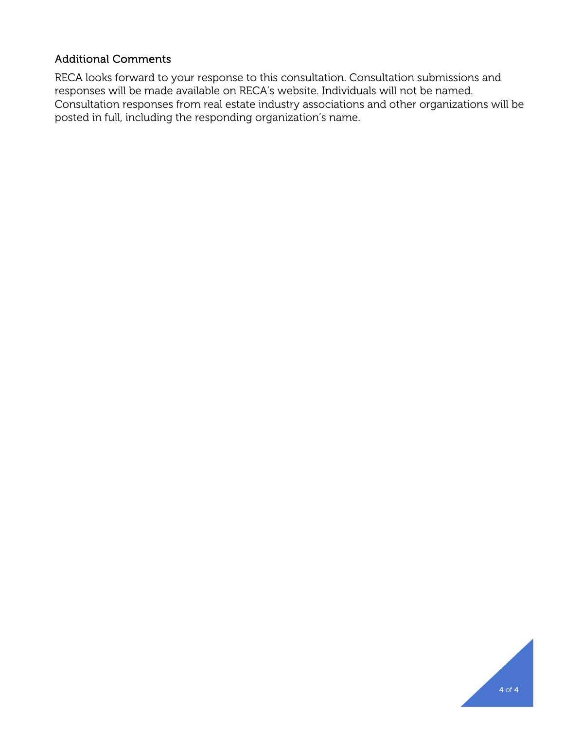## Additional Comments

RECA looks forward to your response to this consultation. Consultation submissions and responses will be made available on RECA's website. Individuals will not be named. Consultation responses from real estate industry associations and other organizations will be posted in full, including the responding organization's name.